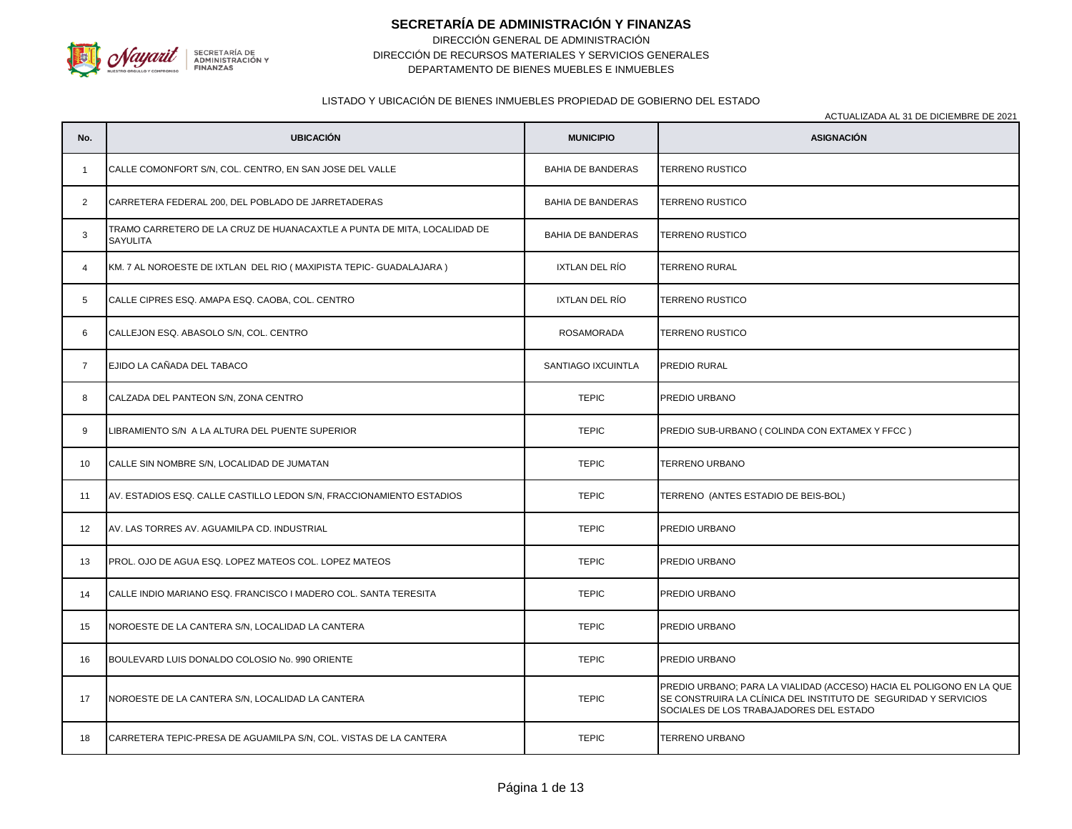# SECRETARÍA DE ADMINISTRACIÓN Y FINANZAS

DIRECCIÓN GENERAL DE ADMINISTRACIÓN

DIRECCIÓN DE RECURSOS MATERIALES Y SERVICIOS GENERALES

DEPARTAMENTO DE BIENES MUEBLES E INMUEBLES

LISTADO Y UBICACIÓN DE BIENES INMUEBLES PROPIEDAD DE GOBIERNO DEL ESTADO

ACTUALIZADA AL 31 DE DICIEMBRE DE 2021

| No. | UBICACIÓN | MUNICIPIO | ASIGNACIÓN |
|---|---|---|---|
| 1 | CALLE COMONFORT S/N, COL. CENTRO, EN SAN JOSE DEL VALLE | BAHIA DE BANDERAS | TERRENO RUSTICO |
| 2 | CARRETERA FEDERAL 200, DEL POBLADO DE JARRETADERAS | BAHIA DE BANDERAS | TERRENO RUSTICO |
| 3 | TRAMO CARRETERO DE LA CRUZ DE HUANACAXTLE A PUNTA DE MITA, LOCALIDAD DE SAYULITA | BAHIA DE BANDERAS | TERRENO RUSTICO |
| 4 | KM. 7 AL NOROESTE DE IXTLAN DEL RIO ( MAXIPISTA TEPIC- GUADALAJARA ) | IXTLAN DEL RÍO | TERRENO RURAL |
| 5 | CALLE CIPRES ESQ. AMAPA ESQ. CAOBA, COL. CENTRO | IXTLAN DEL RÍO | TERRENO RUSTICO |
| 6 | CALLEJON ESQ. ABASOLO S/N, COL. CENTRO | ROSAMORADA | TERRENO RUSTICO |
| 7 | EJIDO LA CAÑADA DEL TABACO | SANTIAGO IXCUINTLA | PREDIO RURAL |
| 8 | CALZADA DEL PANTEON S/N, ZONA CENTRO | TEPIC | PREDIO URBANO |
| 9 | LIBRAMIENTO S/N A LA ALTURA DEL PUENTE SUPERIOR | TEPIC | PREDIO SUB-URBANO ( COLINDA CON EXTAMEX Y FFCC ) |
| 10 | CALLE SIN NOMBRE S/N, LOCALIDAD DE JUMATAN | TEPIC | TERRENO URBANO |
| 11 | AV. ESTADIOS ESQ. CALLE CASTILLO LEDON S/N, FRACCIONAMIENTO ESTADIOS | TEPIC | TERRENO (ANTES ESTADIO DE BEIS-BOL) |
| 12 | AV. LAS TORRES AV. AGUAMILPA CD. INDUSTRIAL | TEPIC | PREDIO URBANO |
| 13 | PROL. OJO DE AGUA ESQ. LOPEZ MATEOS COL. LOPEZ MATEOS | TEPIC | PREDIO URBANO |
| 14 | CALLE INDIO MARIANO ESQ. FRANCISCO I MADERO COL. SANTA TERESITA | TEPIC | PREDIO URBANO |
| 15 | NOROESTE DE LA CANTERA S/N, LOCALIDAD LA CANTERA | TEPIC | PREDIO URBANO |
| 16 | BOULEVARD LUIS DONALDO COLOSIO No. 990 ORIENTE | TEPIC | PREDIO URBANO |
| 17 | NOROESTE DE LA CANTERA S/N, LOCALIDAD LA CANTERA | TEPIC | PREDIO URBANO; PARA LA VIALIDAD (ACCESO) HACIA EL POLIGONO EN LA QUE SE CONSTRUIRA LA CLÍNICA DEL INSTITUTO DE SEGURIDAD Y SERVICIOS SOCIALES DE LOS TRABAJADORES DEL ESTADO |
| 18 | CARRETERA TEPIC-PRESA DE AGUAMILPA S/N, COL. VISTAS DE LA CANTERA | TEPIC | TERRENO URBANO |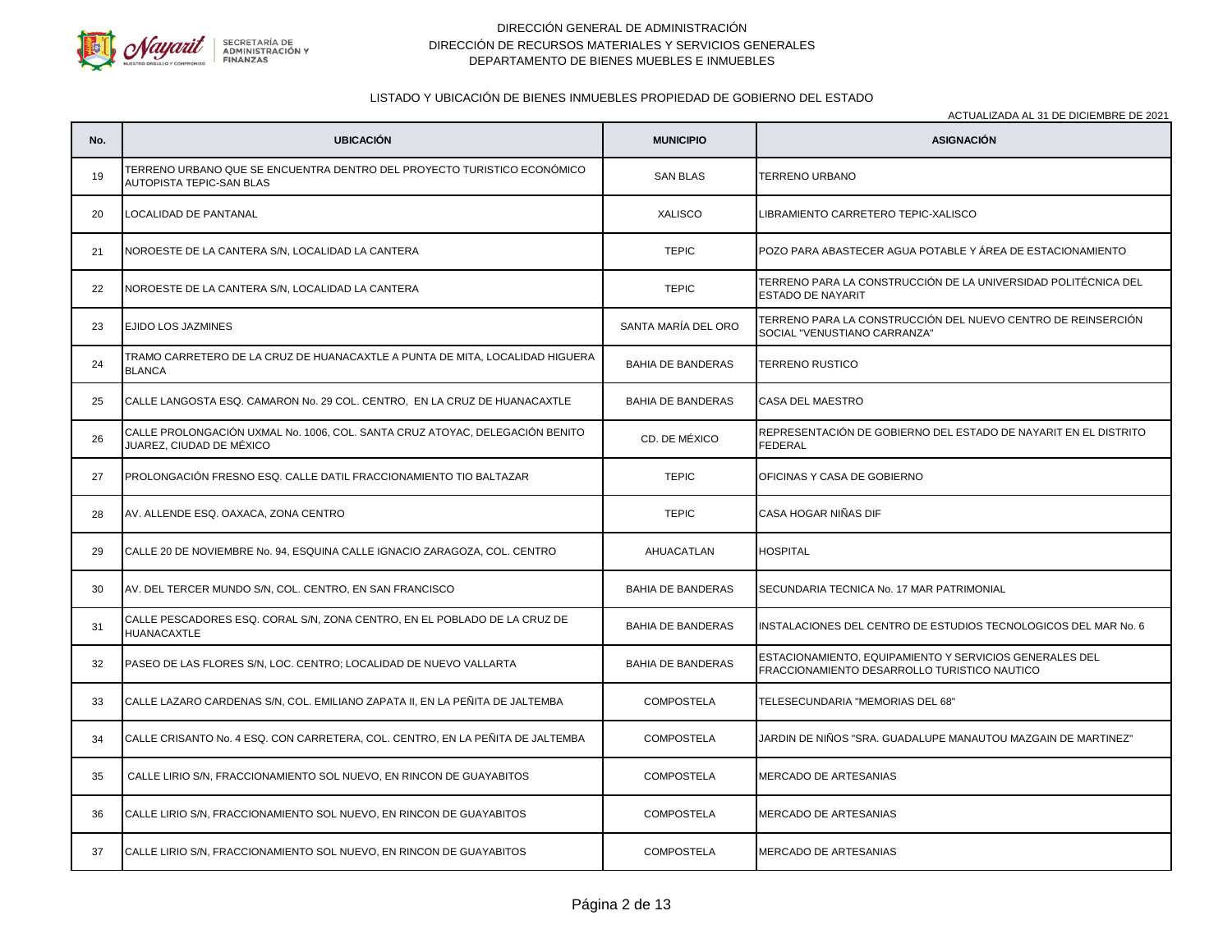DIRECCIÓN GENERAL DE ADMINISTRACIÓN

DIRECCIÓN DE RECURSOS MATERIALES Y SERVICIOS GENERALES

DEPARTAMENTO DE BIENES MUEBLES E INMUEBLES

LISTADO Y UBICACIÓN DE BIENES INMUEBLES PROPIEDAD DE GOBIERNO DEL ESTADO

ACTUALIZADA AL 31 DE DICIEMBRE DE 2021

| No. | UBICACIÓN | MUNICIPIO | ASIGNACIÓN |
|---|---|---|---|
| 19 | TERRENO URBANO QUE SE ENCUENTRA DENTRO DEL PROYECTO TURISTICO ECONÓMICO AUTOPISTA TEPIC-SAN BLAS | SAN BLAS | TERRENO URBANO |
| 20 | LOCALIDAD DE PANTANAL | XALISCO | LIBRAMIENTO CARRETERO TEPIC-XALISCO |
| 21 | NOROESTE DE LA CANTERA S/N, LOCALIDAD LA CANTERA | TEPIC | POZO PARA ABASTECER AGUA POTABLE Y ÁREA DE ESTACIONAMIENTO |
| 22 | NOROESTE DE LA CANTERA S/N, LOCALIDAD LA CANTERA | TEPIC | TERRENO PARA LA CONSTRUCCIÓN DE LA UNIVERSIDAD POLITÉCNICA DEL ESTADO DE NAYARIT |
| 23 | EJIDO LOS JAZMINES | SANTA MARÍA DEL ORO | TERRENO PARA LA CONSTRUCCIÓN DEL NUEVO CENTRO DE REINSERCIÓN SOCIAL "VENUSTIANO CARRANZA" |
| 24 | TRAMO CARRETERO DE LA CRUZ DE HUANACAXTLE A PUNTA DE MITA, LOCALIDAD HIGUERA BLANCA | BAHIA DE BANDERAS | TERRENO RUSTICO |
| 25 | CALLE LANGOSTA ESQ. CAMARON No. 29 COL. CENTRO, EN LA CRUZ DE HUANACAXTLE | BAHIA DE BANDERAS | CASA DEL MAESTRO |
| 26 | CALLE PROLONGACIÓN UXMAL No. 1006, COL. SANTA CRUZ ATOYAC, DELEGACIÓN BENITO JUAREZ, CIUDAD DE MÉXICO | CD. DE MÉXICO | REPRESENTACIÓN DE GOBIERNO DEL ESTADO DE NAYARIT EN EL DISTRITO FEDERAL |
| 27 | PROLONGACIÓN FRESNO ESQ. CALLE DATIL FRACCIONAMIENTO TIO BALTAZAR | TEPIC | OFICINAS Y CASA DE GOBIERNO |
| 28 | AV. ALLENDE ESQ. OAXACA, ZONA CENTRO | TEPIC | CASA HOGAR NIÑAS DIF |
| 29 | CALLE 20 DE NOVIEMBRE No. 94, ESQUINA CALLE IGNACIO ZARAGOZA, COL. CENTRO | AHUACATLAN | HOSPITAL |
| 30 | AV. DEL TERCER MUNDO S/N, COL. CENTRO, EN SAN FRANCISCO | BAHIA DE BANDERAS | SECUNDARIA TECNICA No. 17 MAR PATRIMONIAL |
| 31 | CALLE PESCADORES ESQ. CORAL S/N, ZONA CENTRO, EN EL POBLADO DE LA CRUZ DE HUANACAXTLE | BAHIA DE BANDERAS | INSTALACIONES DEL CENTRO DE ESTUDIOS TECNOLOGICOS DEL MAR No. 6 |
| 32 | PASEO DE LAS FLORES S/N, LOC. CENTRO; LOCALIDAD DE NUEVO VALLARTA | BAHIA DE BANDERAS | ESTACIONAMIENTO, EQUIPAMIENTO Y SERVICIOS GENERALES DEL FRACCIONAMIENTO DESARROLLO TURISTICO NAUTICO |
| 33 | CALLE LAZARO CARDENAS S/N, COL. EMILIANO ZAPATA II, EN LA PEÑITA DE JALTEMBA | COMPOSTELA | TELESECUNDARIA "MEMORIAS DEL 68" |
| 34 | CALLE CRISANTO No. 4 ESQ. CON CARRETERA, COL. CENTRO, EN LA PEÑITA DE JALTEMBA | COMPOSTELA | JARDIN DE NIÑOS "SRA. GUADALUPE MANAUTOU MAZGAIN DE MARTINEZ" |
| 35 | CALLE LIRIO S/N, FRACCIONAMIENTO SOL NUEVO, EN RINCON DE GUAYABITOS | COMPOSTELA | MERCADO DE ARTESANIAS |
| 36 | CALLE LIRIO S/N, FRACCIONAMIENTO SOL NUEVO, EN RINCON DE GUAYABITOS | COMPOSTELA | MERCADO DE ARTESANIAS |
| 37 | CALLE LIRIO S/N, FRACCIONAMIENTO SOL NUEVO, EN RINCON DE GUAYABITOS | COMPOSTELA | MERCADO DE ARTESANIAS |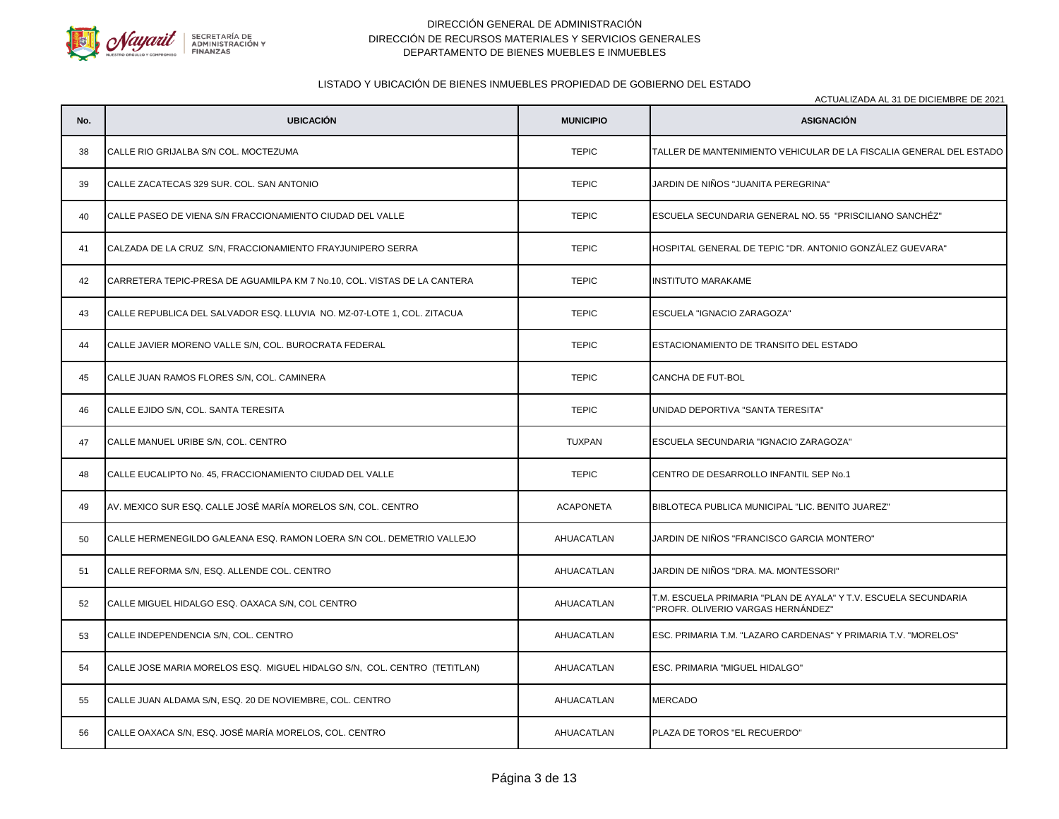DIRECCIÓN GENERAL DE ADMINISTRACIÓN

DIRECCIÓN DE RECURSOS MATERIALES Y SERVICIOS GENERALES

DEPARTAMENTO DE BIENES MUEBLES E INMUEBLES

LISTADO Y UBICACIÓN DE BIENES INMUEBLES PROPIEDAD DE GOBIERNO DEL ESTADO

ACTUALIZADA AL 31 DE DICIEMBRE DE 2021

| No. | UBICACIÓN | MUNICIPIO | ASIGNACIÓN |
|---|---|---|---|
| 38 | CALLE RIO GRIJALBA S/N COL. MOCTEZUMA | TEPIC | TALLER DE MANTENIMIENTO VEHICULAR DE LA FISCALIA GENERAL DEL ESTADO |
| 39 | CALLE ZACATECAS 329 SUR. COL. SAN ANTONIO | TEPIC | JARDIN DE NIÑOS "JUANITA PEREGRINA" |
| 40 | CALLE PASEO DE VIENA S/N FRACCIONAMIENTO CIUDAD DEL VALLE | TEPIC | ESCUELA SECUNDARIA GENERAL NO. 55 "PRISCILIANO SANCHÉZ" |
| 41 | CALZADA DE LA CRUZ S/N, FRACCIONAMIENTO FRAYJUNIPERO SERRA | TEPIC | HOSPITAL GENERAL DE TEPIC "DR. ANTONIO GONZÁLEZ GUEVARA" |
| 42 | CARRETERA TEPIC-PRESA DE AGUAMILPA KM 7 No.10, COL. VISTAS DE LA CANTERA | TEPIC | INSTITUTO MARAKAME |
| 43 | CALLE REPUBLICA DEL SALVADOR ESQ. LLUVIA NO. MZ-07-LOTE 1, COL. ZITACUA | TEPIC | ESCUELA "IGNACIO ZARAGOZA" |
| 44 | CALLE JAVIER MORENO VALLE S/N, COL. BUROCRATA FEDERAL | TEPIC | ESTACIONAMIENTO DE TRANSITO DEL ESTADO |
| 45 | CALLE JUAN RAMOS FLORES S/N, COL. CAMINERA | TEPIC | CANCHA DE FUT-BOL |
| 46 | CALLE EJIDO S/N, COL. SANTA TERESITA | TEPIC | UNIDAD DEPORTIVA "SANTA TERESITA" |
| 47 | CALLE MANUEL URIBE S/N, COL. CENTRO | TUXPAN | ESCUELA SECUNDARIA "IGNACIO ZARAGOZA" |
| 48 | CALLE EUCALIPTO No. 45, FRACCIONAMIENTO CIUDAD DEL VALLE | TEPIC | CENTRO DE DESARROLLO INFANTIL SEP No.1 |
| 49 | AV. MEXICO SUR ESQ. CALLE JOSÉ MARÍA MORELOS S/N, COL. CENTRO | ACAPONETA | BIBLOTECA PUBLICA MUNICIPAL "LIC. BENITO JUAREZ" |
| 50 | CALLE HERMENEGILDO GALEANA ESQ. RAMON LOERA S/N COL. DEMETRIO VALLEJO | AHUACATLAN | JARDIN DE NIÑOS "FRANCISCO GARCIA MONTERO" |
| 51 | CALLE REFORMA S/N, ESQ. ALLENDE COL. CENTRO | AHUACATLAN | JARDIN DE NIÑOS "DRA. MA. MONTESSORI" |
| 52 | CALLE MIGUEL HIDALGO ESQ. OAXACA S/N, COL CENTRO | AHUACATLAN | T.M. ESCUELA PRIMARIA "PLAN DE AYALA" Y T.V. ESCUELA SECUNDARIA "PROFR. OLIVERIO VARGAS HERNÁNDEZ" |
| 53 | CALLE INDEPENDENCIA S/N, COL. CENTRO | AHUACATLAN | ESC. PRIMARIA T.M. "LAZARO CARDENAS" Y PRIMARIA T.V. "MORELOS" |
| 54 | CALLE JOSE MARIA MORELOS ESQ. MIGUEL HIDALGO S/N, COL. CENTRO (TETITLAN) | AHUACATLAN | ESC. PRIMARIA "MIGUEL HIDALGO" |
| 55 | CALLE JUAN ALDAMA S/N, ESQ. 20 DE NOVIEMBRE, COL. CENTRO | AHUACATLAN | MERCADO |
| 56 | CALLE OAXACA S/N, ESQ. JOSÉ MARÍA MORELOS, COL. CENTRO | AHUACATLAN | PLAZA DE TOROS "EL RECUERDO" |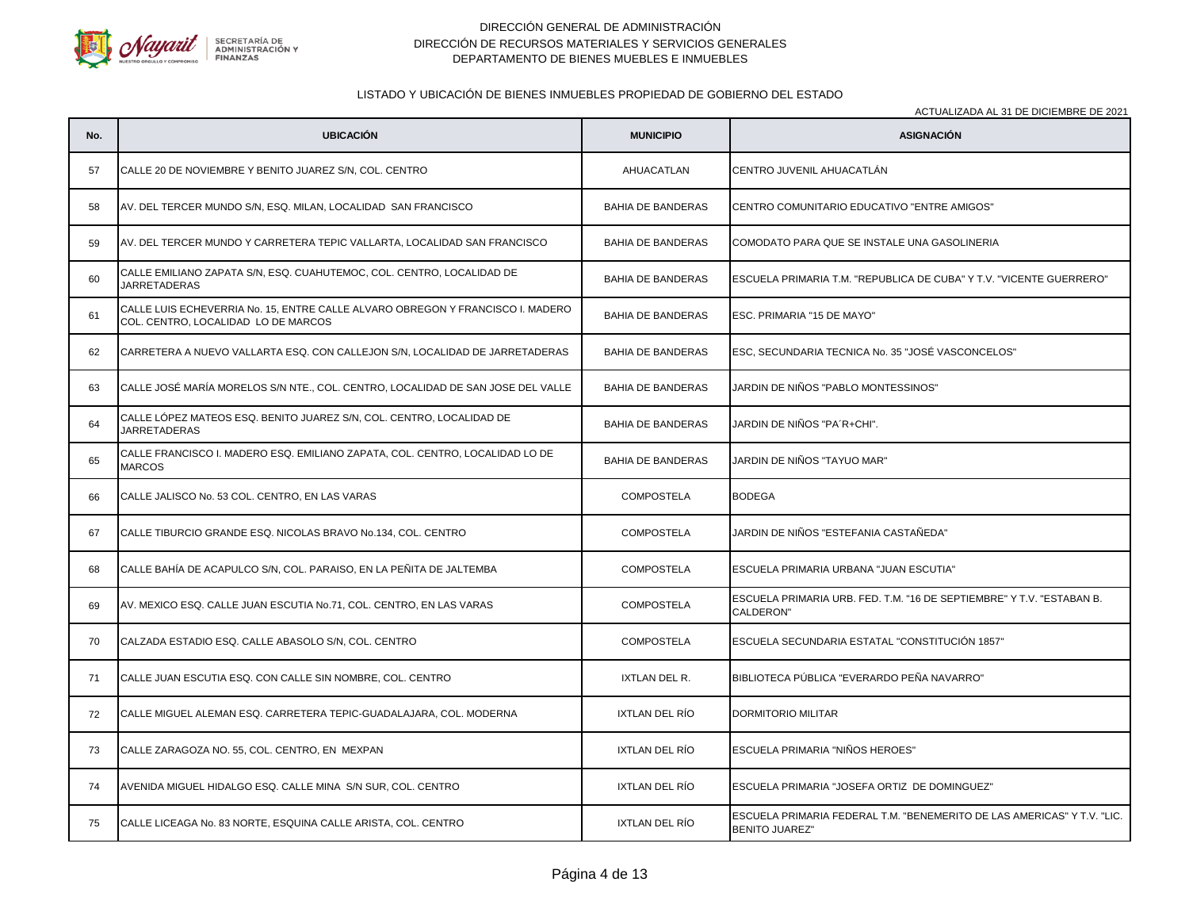DIRECCIÓN GENERAL DE ADMINISTRACIÓN
DIRECCIÓN DE RECURSOS MATERIALES Y SERVICIOS GENERALES
DEPARTAMENTO DE BIENES MUEBLES E INMUEBLES

LISTADO Y UBICACIÓN DE BIENES INMUEBLES PROPIEDAD DE GOBIERNO DEL ESTADO

ACTUALIZADA AL 31 DE DICIEMBRE DE 2021

| No. | UBICACIÓN | MUNICIPIO | ASIGNACIÓN |
|---|---|---|---|
| 57 | CALLE 20 DE NOVIEMBRE Y BENITO JUAREZ S/N, COL. CENTRO | AHUACATLAN | CENTRO JUVENIL AHUACATLÁN |
| 58 | AV. DEL TERCER MUNDO S/N, ESQ. MILAN, LOCALIDAD SAN FRANCISCO | BAHIA DE BANDERAS | CENTRO COMUNITARIO EDUCATIVO "ENTRE AMIGOS" |
| 59 | AV. DEL TERCER MUNDO Y CARRETERA TEPIC VALLARTA, LOCALIDAD SAN FRANCISCO | BAHIA DE BANDERAS | COMODATO PARA QUE SE INSTALE UNA GASOLINERIA |
| 60 | CALLE EMILIANO ZAPATA S/N, ESQ. CUAHUTEMOC, COL. CENTRO, LOCALIDAD DE JARRETADERAS | BAHIA DE BANDERAS | ESCUELA PRIMARIA T.M. "REPUBLICA DE CUBA" Y T.V. "VICENTE GUERRERO" |
| 61 | CALLE LUIS ECHEVERRIA No. 15, ENTRE CALLE ALVARO OBREGON Y FRANCISCO I. MADERO COL. CENTRO, LOCALIDAD LO DE MARCOS | BAHIA DE BANDERAS | ESC. PRIMARIA "15 DE MAYO" |
| 62 | CARRETERA A NUEVO VALLARTA ESQ. CON CALLEJON S/N, LOCALIDAD DE JARRETADERAS | BAHIA DE BANDERAS | ESC, SECUNDARIA TECNICA No. 35 "JOSÉ VASCONCELOS" |
| 63 | CALLE JOSÉ MARÍA MORELOS S/N NTE., COL. CENTRO, LOCALIDAD DE SAN JOSE DEL VALLE | BAHIA DE BANDERAS | JARDIN DE NIÑOS "PABLO MONTESSINOS" |
| 64 | CALLE LÓPEZ MATEOS ESQ. BENITO JUAREZ S/N, COL. CENTRO, LOCALIDAD DE JARRETADERAS | BAHIA DE BANDERAS | JARDIN DE NIÑOS "PA´R+CHI". |
| 65 | CALLE FRANCISCO I. MADERO ESQ. EMILIANO ZAPATA, COL. CENTRO, LOCALIDAD LO DE MARCOS | BAHIA DE BANDERAS | JARDIN DE NIÑOS "TAYUO MAR" |
| 66 | CALLE JALISCO No. 53 COL. CENTRO, EN LAS VARAS | COMPOSTELA | BODEGA |
| 67 | CALLE TIBURCIO GRANDE ESQ. NICOLAS BRAVO No.134, COL. CENTRO | COMPOSTELA | JARDIN DE NIÑOS "ESTEFANIA CASTAÑEDA" |
| 68 | CALLE BAHÍA DE ACAPULCO S/N, COL. PARAISO, EN LA PEÑITA DE JALTEMBA | COMPOSTELA | ESCUELA PRIMARIA URBANA "JUAN ESCUTIA" |
| 69 | AV. MEXICO ESQ. CALLE JUAN ESCUTIA No.71, COL. CENTRO, EN LAS VARAS | COMPOSTELA | ESCUELA PRIMARIA URB. FED. T.M. "16 DE SEPTIEMBRE" Y T.V. "ESTABAN B. CALDERON" |
| 70 | CALZADA ESTADIO ESQ. CALLE ABASOLO S/N, COL. CENTRO | COMPOSTELA | ESCUELA SECUNDARIA ESTATAL "CONSTITUCIÓN 1857" |
| 71 | CALLE JUAN ESCUTIA ESQ. CON CALLE SIN NOMBRE, COL. CENTRO | IXTLAN DEL R. | BIBLIOTECA PÚBLICA "EVERARDO PEÑA NAVARRO" |
| 72 | CALLE MIGUEL ALEMAN ESQ. CARRETERA TEPIC-GUADALAJARA, COL. MODERNA | IXTLAN DEL RÍO | DORMITORIO MILITAR |
| 73 | CALLE ZARAGOZA NO. 55, COL. CENTRO, EN MEXPAN | IXTLAN DEL RÍO | ESCUELA PRIMARIA "NIÑOS HEROES" |
| 74 | AVENIDA MIGUEL HIDALGO ESQ. CALLE MINA S/N SUR, COL. CENTRO | IXTLAN DEL RÍO | ESCUELA PRIMARIA "JOSEFA ORTIZ DE DOMINGUEZ" |
| 75 | CALLE LICEAGA No. 83 NORTE, ESQUINA CALLE ARISTA, COL. CENTRO | IXTLAN DEL RÍO | ESCUELA PRIMARIA FEDERAL T.M. "BENEMERITO DE LAS AMERICAS" Y T.V. "LIC. BENITO JUAREZ" |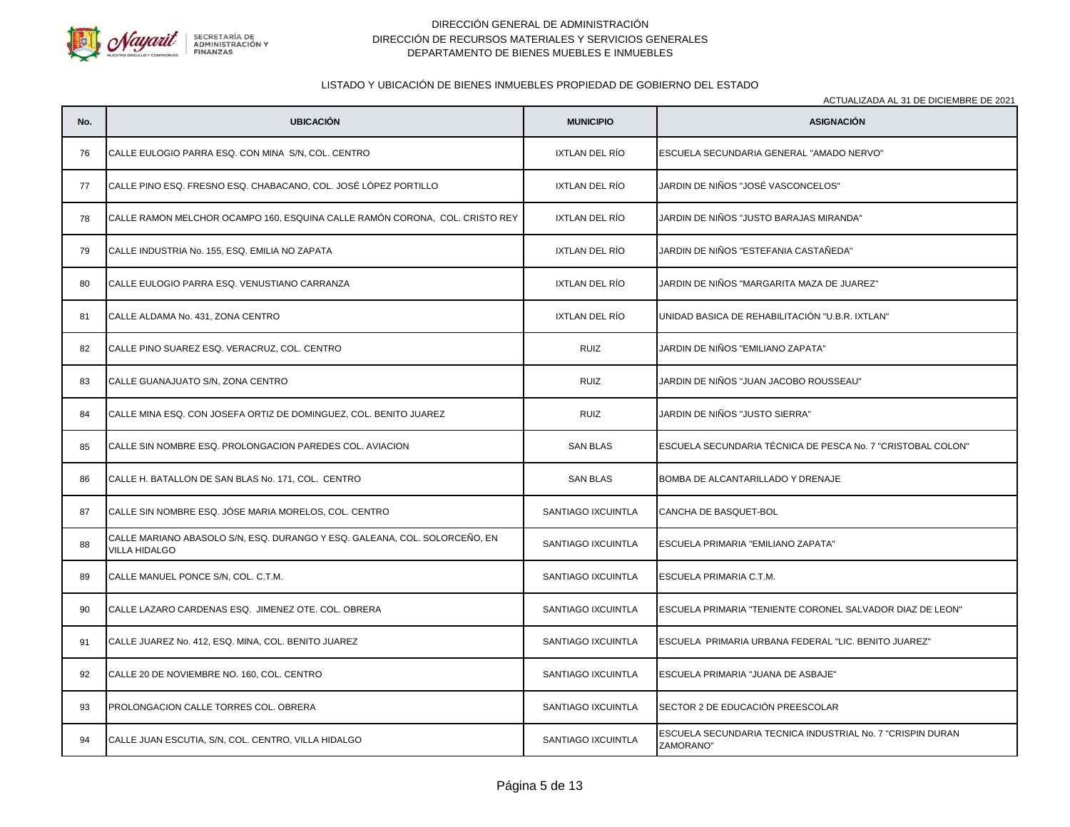DIRECCIÓN GENERAL DE ADMINISTRACIÓN
DIRECCIÓN DE RECURSOS MATERIALES Y SERVICIOS GENERALES
DEPARTAMENTO DE BIENES MUEBLES E INMUEBLES

LISTADO Y UBICACIÓN DE BIENES INMUEBLES PROPIEDAD DE GOBIERNO DEL ESTADO

ACTUALIZADA AL 31 DE DICIEMBRE DE 2021

| No. | UBICACIÓN | MUNICIPIO | ASIGNACIÓN |
|---|---|---|---|
| 76 | CALLE EULOGIO PARRA ESQ. CON MINA S/N, COL. CENTRO | IXTLAN DEL RÍO | ESCUELA SECUNDARIA GENERAL "AMADO NERVO" |
| 77 | CALLE PINO ESQ. FRESNO ESQ. CHABACANO, COL. JOSÉ LÓPEZ PORTILLO | IXTLAN DEL RÍO | JARDIN DE NIÑOS "JOSÉ VASCONCELOS" |
| 78 | CALLE RAMON MELCHOR OCAMPO 160, ESQUINA CALLE RAMÓN CORONA, COL. CRISTO REY | IXTLAN DEL RÍO | JARDIN DE NIÑOS "JUSTO BARAJAS MIRANDA" |
| 79 | CALLE INDUSTRIA No. 155, ESQ. EMILIA NO ZAPATA | IXTLAN DEL RÍO | JARDIN DE NIÑOS "ESTEFANIA CASTAÑEDA" |
| 80 | CALLE EULOGIO PARRA ESQ. VENUSTIANO CARRANZA | IXTLAN DEL RÍO | JARDIN DE NIÑOS "MARGARITA MAZA DE JUAREZ" |
| 81 | CALLE ALDAMA No. 431, ZONA CENTRO | IXTLAN DEL RÍO | UNIDAD BASICA DE REHABILITACIÓN "U.B.R. IXTLAN" |
| 82 | CALLE PINO SUAREZ ESQ. VERACRUZ, COL. CENTRO | RUIZ | JARDIN DE NIÑOS "EMILIANO ZAPATA" |
| 83 | CALLE GUANAJUATO S/N, ZONA CENTRO | RUIZ | JARDIN DE NIÑOS "JUAN JACOBO ROUSSEAU" |
| 84 | CALLE MINA ESQ. CON JOSEFA ORTIZ DE DOMINGUEZ, COL. BENITO JUAREZ | RUIZ | JARDIN DE NIÑOS "JUSTO SIERRA" |
| 85 | CALLE SIN NOMBRE ESQ. PROLONGACION PAREDES COL. AVIACION | SAN BLAS | ESCUELA SECUNDARIA TÉCNICA DE PESCA No. 7 "CRISTOBAL COLON" |
| 86 | CALLE H. BATALLON DE SAN BLAS No. 171, COL. CENTRO | SAN BLAS | BOMBA DE ALCANTARILLADO Y DRENAJE |
| 87 | CALLE SIN NOMBRE ESQ. JÓSE MARIA MORELOS, COL. CENTRO | SANTIAGO IXCUINTLA | CANCHA DE BASQUET-BOL |
| 88 | CALLE MARIANO ABASOLO S/N, ESQ. DURANGO Y ESQ. GALEANA, COL. SOLORCEÑO, EN VILLA HIDALGO | SANTIAGO IXCUINTLA | ESCUELA PRIMARIA "EMILIANO ZAPATA" |
| 89 | CALLE MANUEL PONCE S/N, COL. C.T.M. | SANTIAGO IXCUINTLA | ESCUELA PRIMARIA C.T.M. |
| 90 | CALLE LAZARO CARDENAS ESQ. JIMENEZ OTE. COL. OBRERA | SANTIAGO IXCUINTLA | ESCUELA PRIMARIA "TENIENTE CORONEL SALVADOR DIAZ DE LEON" |
| 91 | CALLE JUAREZ No. 412, ESQ. MINA, COL. BENITO JUAREZ | SANTIAGO IXCUINTLA | ESCUELA PRIMARIA URBANA FEDERAL "LIC. BENITO JUAREZ" |
| 92 | CALLE 20 DE NOVIEMBRE NO. 160, COL. CENTRO | SANTIAGO IXCUINTLA | ESCUELA PRIMARIA "JUANA DE ASBAJE" |
| 93 | PROLONGACION CALLE TORRES COL. OBRERA | SANTIAGO IXCUINTLA | SECTOR 2 DE EDUCACIÓN PREESCOLAR |
| 94 | CALLE JUAN ESCUTIA, S/N, COL. CENTRO, VILLA HIDALGO | SANTIAGO IXCUINTLA | ESCUELA SECUNDARIA TECNICA INDUSTRIAL No. 7 "CRISPIN DURAN ZAMORANO" |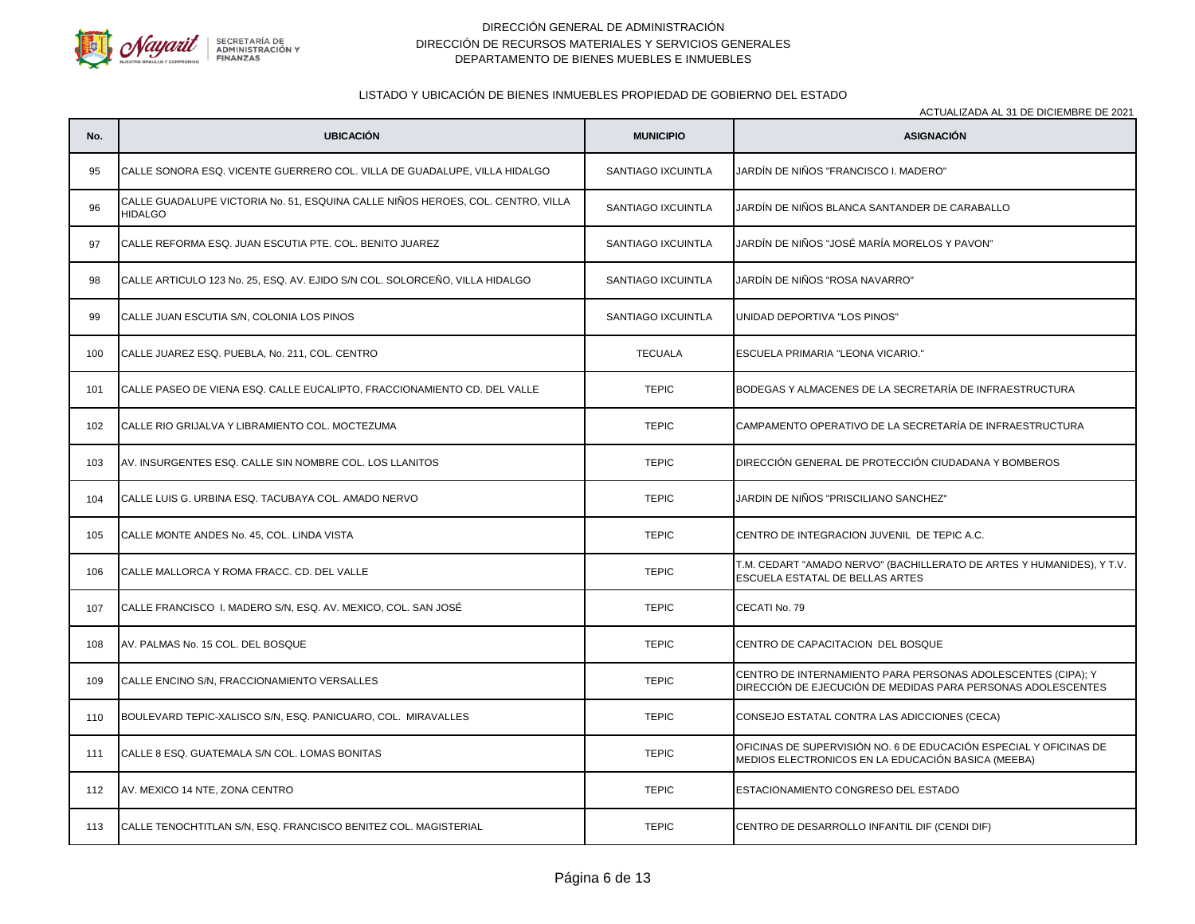DIRECCIÓN GENERAL DE ADMINISTRACIÓN
DIRECCIÓN DE RECURSOS MATERIALES Y SERVICIOS GENERALES
DEPARTAMENTO DE BIENES MUEBLES E INMUEBLES

LISTADO Y UBICACIÓN DE BIENES INMUEBLES PROPIEDAD DE GOBIERNO DEL ESTADO

ACTUALIZADA AL 31 DE DICIEMBRE DE 2021

| No. | UBICACIÓN | MUNICIPIO | ASIGNACIÓN |
|---|---|---|---|
| 95 | CALLE SONORA ESQ. VICENTE GUERRERO COL. VILLA DE GUADALUPE, VILLA HIDALGO | SANTIAGO IXCUINTLA | JARDÍN DE NIÑOS "FRANCISCO I. MADERO" |
| 96 | CALLE GUADALUPE VICTORIA No. 51, ESQUINA CALLE NIÑOS HEROES, COL. CENTRO, VILLA HIDALGO | SANTIAGO IXCUINTLA | JARDÍN DE NIÑOS BLANCA SANTANDER DE CARABALLO |
| 97 | CALLE REFORMA ESQ. JUAN ESCUTIA PTE. COL. BENITO JUAREZ | SANTIAGO IXCUINTLA | JARDÍN DE NIÑOS "JOSÉ MARÍA MORELOS Y PAVON" |
| 98 | CALLE ARTICULO 123 No. 25, ESQ. AV. EJIDO S/N COL. SOLORCEÑO, VILLA HIDALGO | SANTIAGO IXCUINTLA | JARDÍN DE NIÑOS "ROSA NAVARRO" |
| 99 | CALLE JUAN ESCUTIA S/N, COLONIA LOS PINOS | SANTIAGO IXCUINTLA | UNIDAD DEPORTIVA "LOS PINOS" |
| 100 | CALLE JUAREZ ESQ. PUEBLA, No. 211, COL. CENTRO | TECUALA | ESCUELA PRIMARIA "LEONA VICARIO." |
| 101 | CALLE PASEO DE VIENA ESQ. CALLE EUCALIPTO, FRACCIONAMIENTO CD. DEL VALLE | TEPIC | BODEGAS Y ALMACENES DE LA SECRETARÍA DE INFRAESTRUCTURA |
| 102 | CALLE RIO GRIJALVA Y LIBRAMIENTO COL. MOCTEZUMA | TEPIC | CAMPAMENTO OPERATIVO DE LA SECRETARÍA DE INFRAESTRUCTURA |
| 103 | AV. INSURGENTES ESQ. CALLE SIN NOMBRE COL. LOS LLANITOS | TEPIC | DIRECCIÓN GENERAL DE PROTECCIÓN CIUDADANA Y BOMBEROS |
| 104 | CALLE LUIS G. URBINA ESQ. TACUBAYA COL. AMADO NERVO | TEPIC | JARDIN DE NIÑOS "PRISCILIANO SANCHEZ" |
| 105 | CALLE MONTE ANDES No. 45, COL. LINDA VISTA | TEPIC | CENTRO DE INTEGRACION JUVENIL DE TEPIC A.C. |
| 106 | CALLE MALLORCA Y ROMA FRACC. CD. DEL VALLE | TEPIC | T.M. CEDART "AMADO NERVO" (BACHILLERATO DE ARTES Y HUMANIDES), Y T.V. ESCUELA ESTATAL DE BELLAS ARTES |
| 107 | CALLE FRANCISCO I. MADERO S/N, ESQ. AV. MEXICO, COL. SAN JOSÉ | TEPIC | CECATI No. 79 |
| 108 | AV. PALMAS No. 15 COL. DEL BOSQUE | TEPIC | CENTRO DE CAPACITACION DEL BOSQUE |
| 109 | CALLE ENCINO S/N, FRACCIONAMIENTO VERSALLES | TEPIC | CENTRO DE INTERNAMIENTO PARA PERSONAS ADOLESCENTES (CIPA); Y DIRECCIÓN DE EJECUCIÓN DE MEDIDAS PARA PERSONAS ADOLESCENTES |
| 110 | BOULEVARD TEPIC-XALISCO S/N, ESQ. PANICUARO, COL. MIRAVALLES | TEPIC | CONSEJO ESTATAL CONTRA LAS ADICCIONES (CECA) |
| 111 | CALLE 8 ESQ. GUATEMALA S/N COL. LOMAS BONITAS | TEPIC | OFICINAS DE SUPERVISIÓN NO. 6 DE EDUCACIÓN ESPECIAL Y OFICINAS DE MEDIOS ELECTRONICOS EN LA EDUCACIÓN BASICA (MEEBA) |
| 112 | AV. MEXICO 14 NTE, ZONA CENTRO | TEPIC | ESTACIONAMIENTO CONGRESO DEL ESTADO |
| 113 | CALLE TENOCHTITLAN S/N, ESQ. FRANCISCO BENITEZ COL. MAGISTERIAL | TEPIC | CENTRO DE DESARROLLO INFANTIL DIF (CENDI DIF) |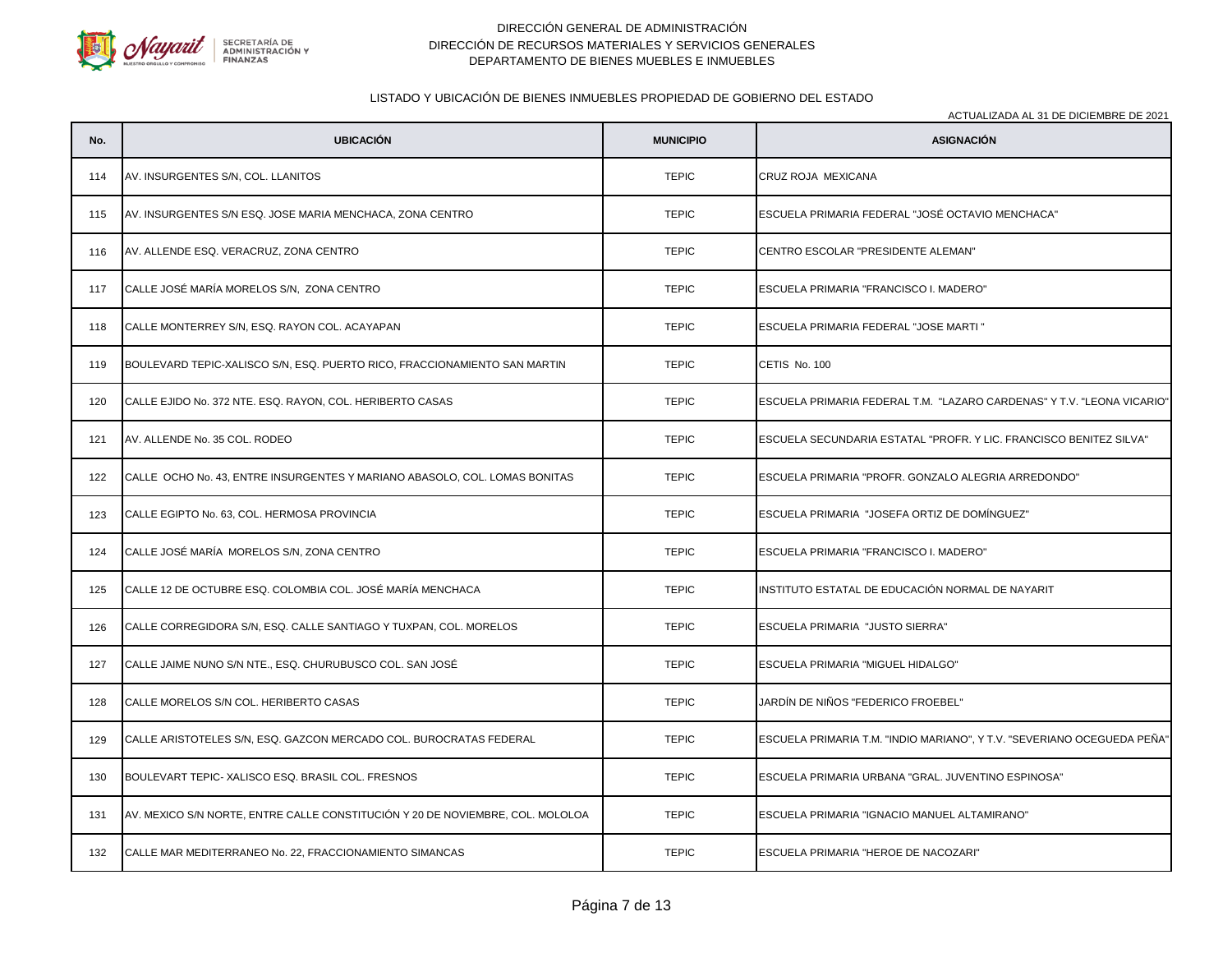DIRECCIÓN GENERAL DE ADMINISTRACIÓN
DIRECCIÓN DE RECURSOS MATERIALES Y SERVICIOS GENERALES
DEPARTAMENTO DE BIENES MUEBLES E INMUEBLES

LISTADO Y UBICACIÓN DE BIENES INMUEBLES PROPIEDAD DE GOBIERNO DEL ESTADO

ACTUALIZADA AL 31 DE DICIEMBRE DE 2021

| No. | UBICACIÓN | MUNICIPIO | ASIGNACIÓN |
|---|---|---|---|
| 114 | AV. INSURGENTES S/N, COL. LLANITOS | TEPIC | CRUZ ROJA MEXICANA |
| 115 | AV. INSURGENTES S/N ESQ. JOSE MARIA MENCHACA, ZONA CENTRO | TEPIC | ESCUELA PRIMARIA FEDERAL "JOSÉ OCTAVIO MENCHACA" |
| 116 | AV. ALLENDE ESQ. VERACRUZ, ZONA CENTRO | TEPIC | CENTRO ESCOLAR "PRESIDENTE ALEMAN" |
| 117 | CALLE JOSÉ MARÍA MORELOS S/N, ZONA CENTRO | TEPIC | ESCUELA PRIMARIA "FRANCISCO I. MADERO" |
| 118 | CALLE MONTERREY S/N, ESQ. RAYON COL. ACAYAPAN | TEPIC | ESCUELA PRIMARIA FEDERAL "JOSE MARTI " |
| 119 | BOULEVARD TEPIC-XALISCO S/N, ESQ. PUERTO RICO, FRACCIONAMIENTO SAN MARTIN | TEPIC | CETIS No. 100 |
| 120 | CALLE EJIDO No. 372 NTE. ESQ. RAYON, COL. HERIBERTO CASAS | TEPIC | ESCUELA PRIMARIA FEDERAL T.M. "LAZARO CARDENAS" Y T.V. "LEONA VICARIO" |
| 121 | AV. ALLENDE No. 35 COL. RODEO | TEPIC | ESCUELA SECUNDARIA ESTATAL "PROFR. Y LIC. FRANCISCO BENITEZ SILVA" |
| 122 | CALLE OCHO No. 43, ENTRE INSURGENTES Y MARIANO ABASOLO, COL. LOMAS BONITAS | TEPIC | ESCUELA PRIMARIA "PROFR. GONZALO ALEGRIA ARREDONDO" |
| 123 | CALLE EGIPTO No. 63, COL. HERMOSA PROVINCIA | TEPIC | ESCUELA PRIMARIA "JOSEFA ORTIZ DE DOMÍNGUEZ" |
| 124 | CALLE JOSÉ MARÍA MORELOS S/N, ZONA CENTRO | TEPIC | ESCUELA PRIMARIA "FRANCISCO I. MADERO" |
| 125 | CALLE 12 DE OCTUBRE ESQ. COLOMBIA COL. JOSÉ MARÍA MENCHACA | TEPIC | INSTITUTO ESTATAL DE EDUCACIÓN NORMAL DE NAYARIT |
| 126 | CALLE CORREGIDORA S/N, ESQ. CALLE SANTIAGO Y TUXPAN, COL. MORELOS | TEPIC | ESCUELA PRIMARIA "JUSTO SIERRA" |
| 127 | CALLE JAIME NUNO S/N NTE., ESQ. CHURUBUSCO COL. SAN JOSÉ | TEPIC | ESCUELA PRIMARIA "MIGUEL HIDALGO" |
| 128 | CALLE MORELOS S/N COL. HERIBERTO CASAS | TEPIC | JARDÍN DE NIÑOS "FEDERICO FROEBEL" |
| 129 | CALLE ARISTOTELES S/N, ESQ. GAZCON MERCADO COL. BUROCRATAS FEDERAL | TEPIC | ESCUELA PRIMARIA T.M. "INDIO MARIANO", Y T.V. "SEVERIANO OCEGUEDA PEÑA" |
| 130 | BOULEVART TEPIC- XALISCO ESQ. BRASIL COL. FRESNOS | TEPIC | ESCUELA PRIMARIA URBANA "GRAL. JUVENTINO ESPINOSA" |
| 131 | AV. MEXICO S/N NORTE, ENTRE CALLE CONSTITUCIÓN Y 20 DE NOVIEMBRE, COL. MOLOLOA | TEPIC | ESCUELA PRIMARIA "IGNACIO MANUEL ALTAMIRANO" |
| 132 | CALLE MAR MEDITERRANEO No. 22, FRACCIONAMIENTO SIMANCAS | TEPIC | ESCUELA PRIMARIA "HEROE DE NACOZARI" |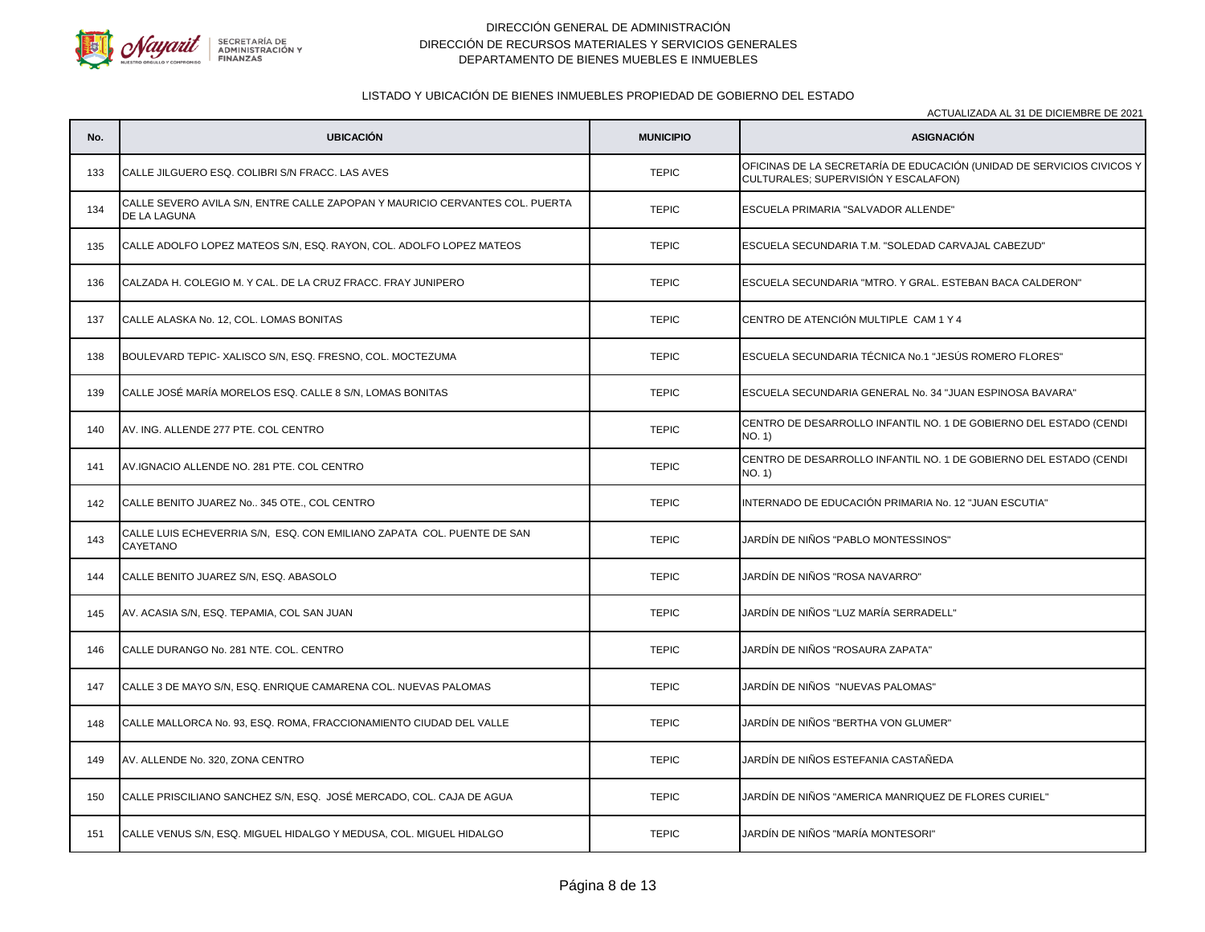DIRECCIÓN GENERAL DE ADMINISTRACIÓN
DIRECCIÓN DE RECURSOS MATERIALES Y SERVICIOS GENERALES
DEPARTAMENTO DE BIENES MUEBLES E INMUEBLES

LISTADO Y UBICACIÓN DE BIENES INMUEBLES PROPIEDAD DE GOBIERNO DEL ESTADO

ACTUALIZADA AL 31 DE DICIEMBRE DE 2021

| No. | UBICACIÓN | MUNICIPIO | ASIGNACIÓN |
|---|---|---|---|
| 133 | CALLE JILGUERO ESQ. COLIBRI S/N FRACC. LAS AVES | TEPIC | OFICINAS DE LA SECRETARÍA DE EDUCACIÓN (UNIDAD DE SERVICIOS CIVICOS Y CULTURALES; SUPERVISIÓN Y ESCALAFON) |
| 134 | CALLE SEVERO AVILA S/N, ENTRE CALLE ZAPOPAN Y MAURICIO CERVANTES COL. PUERTA DE LA LAGUNA | TEPIC | ESCUELA PRIMARIA "SALVADOR ALLENDE" |
| 135 | CALLE ADOLFO LOPEZ MATEOS S/N, ESQ. RAYON, COL. ADOLFO LOPEZ MATEOS | TEPIC | ESCUELA SECUNDARIA T.M. "SOLEDAD CARVAJAL CABEZUD" |
| 136 | CALZADA H. COLEGIO M. Y CAL. DE LA CRUZ FRACC. FRAY JUNIPERO | TEPIC | ESCUELA SECUNDARIA "MTRO. Y GRAL. ESTEBAN BACA CALDERON" |
| 137 | CALLE ALASKA No. 12, COL. LOMAS BONITAS | TEPIC | CENTRO DE ATENCIÓN MULTIPLE CAM 1 Y 4 |
| 138 | BOULEVARD TEPIC- XALISCO S/N, ESQ. FRESNO, COL. MOCTEZUMA | TEPIC | ESCUELA SECUNDARIA TÉCNICA No.1 "JESÚS ROMERO FLORES" |
| 139 | CALLE JOSÉ MARÍA MORELOS ESQ. CALLE 8 S/N, LOMAS BONITAS | TEPIC | ESCUELA SECUNDARIA GENERAL No. 34 "JUAN ESPINOSA BAVARA" |
| 140 | AV. ING. ALLENDE 277 PTE. COL CENTRO | TEPIC | CENTRO DE DESARROLLO INFANTIL NO. 1 DE GOBIERNO DEL ESTADO (CENDI NO. 1) |
| 141 | AV.IGNACIO ALLENDE NO. 281 PTE. COL CENTRO | TEPIC | CENTRO DE DESARROLLO INFANTIL NO. 1 DE GOBIERNO DEL ESTADO (CENDI NO. 1) |
| 142 | CALLE BENITO JUAREZ No.. 345 OTE., COL CENTRO | TEPIC | INTERNADO DE EDUCACIÓN PRIMARIA No. 12 "JUAN ESCUTIA" |
| 143 | CALLE LUIS ECHEVERRIA S/N, ESQ. CON EMILIANO ZAPATA COL. PUENTE DE SAN CAYETANO | TEPIC | JARDÍN DE NIÑOS "PABLO MONTESSINOS" |
| 144 | CALLE BENITO JUAREZ S/N, ESQ. ABASOLO | TEPIC | JARDÍN DE NIÑOS "ROSA NAVARRO" |
| 145 | AV. ACASIA S/N, ESQ. TEPAMIA, COL SAN JUAN | TEPIC | JARDÍN DE NIÑOS "LUZ MARÍA SERRADELL" |
| 146 | CALLE DURANGO No. 281 NTE. COL. CENTRO | TEPIC | JARDÍN DE NIÑOS "ROSAURA ZAPATA" |
| 147 | CALLE 3 DE MAYO S/N, ESQ. ENRIQUE CAMARENA COL. NUEVAS PALOMAS | TEPIC | JARDÍN DE NIÑOS "NUEVAS PALOMAS" |
| 148 | CALLE MALLORCA No. 93, ESQ. ROMA, FRACCIONAMIENTO CIUDAD DEL VALLE | TEPIC | JARDÍN DE NIÑOS "BERTHA VON GLUMER" |
| 149 | AV. ALLENDE No. 320, ZONA CENTRO | TEPIC | JARDÍN DE NIÑOS ESTEFANIA CASTAÑEDA |
| 150 | CALLE PRISCILIANO SANCHEZ S/N, ESQ. JOSÉ MERCADO, COL. CAJA DE AGUA | TEPIC | JARDÍN DE NIÑOS "AMERICA MANRIQUEZ DE FLORES CURIEL" |
| 151 | CALLE VENUS S/N, ESQ. MIGUEL HIDALGO Y MEDUSA, COL. MIGUEL HIDALGO | TEPIC | JARDÍN DE NIÑOS "MARÍA MONTESORI" |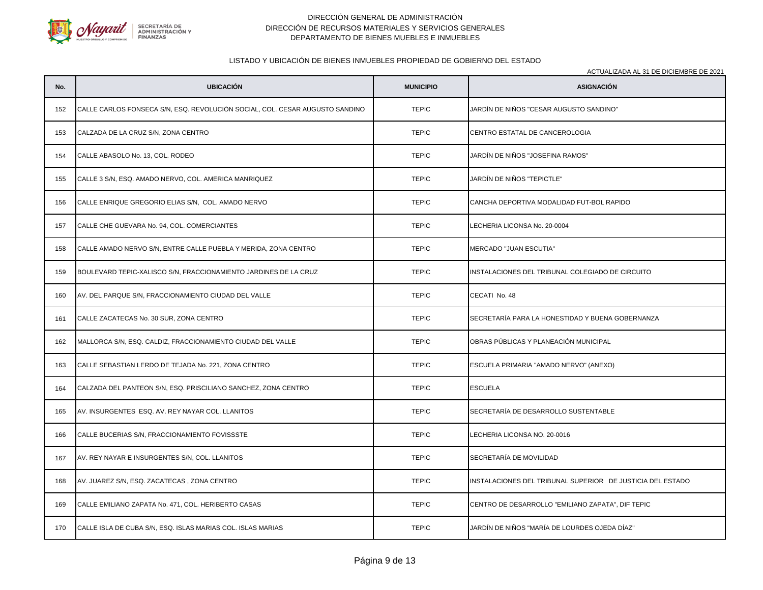DIRECCIÓN GENERAL DE ADMINISTRACIÓN
DIRECCIÓN DE RECURSOS MATERIALES Y SERVICIOS GENERALES
DEPARTAMENTO DE BIENES MUEBLES E INMUEBLES

LISTADO Y UBICACIÓN DE BIENES INMUEBLES PROPIEDAD DE GOBIERNO DEL ESTADO

ACTUALIZADA AL 31 DE DICIEMBRE DE 2021

| No. | UBICACIÓN | MUNICIPIO | ASIGNACIÓN |
|---|---|---|---|
| 152 | CALLE CARLOS FONSECA S/N, ESQ. REVOLUCIÓN SOCIAL, COL. CESAR AUGUSTO SANDINO | TEPIC | JARDÍN DE NIÑOS "CESAR AUGUSTO SANDINO" |
| 153 | CALZADA DE LA CRUZ S/N, ZONA CENTRO | TEPIC | CENTRO ESTATAL DE CANCEROLOGIA |
| 154 | CALLE ABASOLO No. 13, COL. RODEO | TEPIC | JARDÍN DE NIÑOS "JOSEFINA RAMOS" |
| 155 | CALLE 3 S/N, ESQ. AMADO NERVO, COL. AMERICA MANRIQUEZ | TEPIC | JARDÍN DE NIÑOS "TEPICTLE" |
| 156 | CALLE ENRIQUE GREGORIO ELIAS S/N, COL. AMADO NERVO | TEPIC | CANCHA DEPORTIVA MODALIDAD FUT-BOL RAPIDO |
| 157 | CALLE CHE GUEVARA No. 94, COL. COMERCIANTES | TEPIC | LECHERIA LICONSA No. 20-0004 |
| 158 | CALLE AMADO NERVO S/N, ENTRE CALLE PUEBLA Y MERIDA, ZONA CENTRO | TEPIC | MERCADO "JUAN ESCUTIA" |
| 159 | BOULEVARD TEPIC-XALISCO S/N, FRACCIONAMIENTO JARDINES DE LA CRUZ | TEPIC | INSTALACIONES DEL TRIBUNAL COLEGIADO DE CIRCUITO |
| 160 | AV. DEL PARQUE S/N, FRACCIONAMIENTO CIUDAD DEL VALLE | TEPIC | CECATI No. 48 |
| 161 | CALLE ZACATECAS No. 30 SUR, ZONA CENTRO | TEPIC | SECRETARÍA PARA LA HONESTIDAD Y BUENA GOBERNANZA |
| 162 | MALLORCA S/N, ESQ. CALDIZ, FRACCIONAMIENTO CIUDAD DEL VALLE | TEPIC | OBRAS PÚBLICAS Y PLANEACIÓN MUNICIPAL |
| 163 | CALLE SEBASTIAN LERDO DE TEJADA No. 221, ZONA CENTRO | TEPIC | ESCUELA PRIMARIA "AMADO NERVO" (ANEXO) |
| 164 | CALZADA DEL PANTEON S/N, ESQ. PRISCILIANO SANCHEZ, ZONA CENTRO | TEPIC | ESCUELA |
| 165 | AV. INSURGENTES ESQ. AV. REY NAYAR COL. LLANITOS | TEPIC | SECRETARÍA DE DESARROLLO SUSTENTABLE |
| 166 | CALLE BUCERIAS S/N, FRACCIONAMIENTO FOVISSSTE | TEPIC | LECHERIA LICONSA NO. 20-0016 |
| 167 | AV. REY NAYAR E INSURGENTES S/N, COL. LLANITOS | TEPIC | SECRETARÍA DE MOVILIDAD |
| 168 | AV. JUAREZ S/N, ESQ. ZACATECAS , ZONA CENTRO | TEPIC | INSTALACIONES DEL TRIBUNAL SUPERIOR DE JUSTICIA DEL ESTADO |
| 169 | CALLE EMILIANO ZAPATA No. 471, COL. HERIBERTO CASAS | TEPIC | CENTRO DE DESARROLLO "EMILIANO ZAPATA", DIF TEPIC |
| 170 | CALLE ISLA DE CUBA S/N, ESQ. ISLAS MARIAS COL. ISLAS MARIAS | TEPIC | JARDÍN DE NIÑOS "MARÍA DE LOURDES OJEDA DÍAZ" |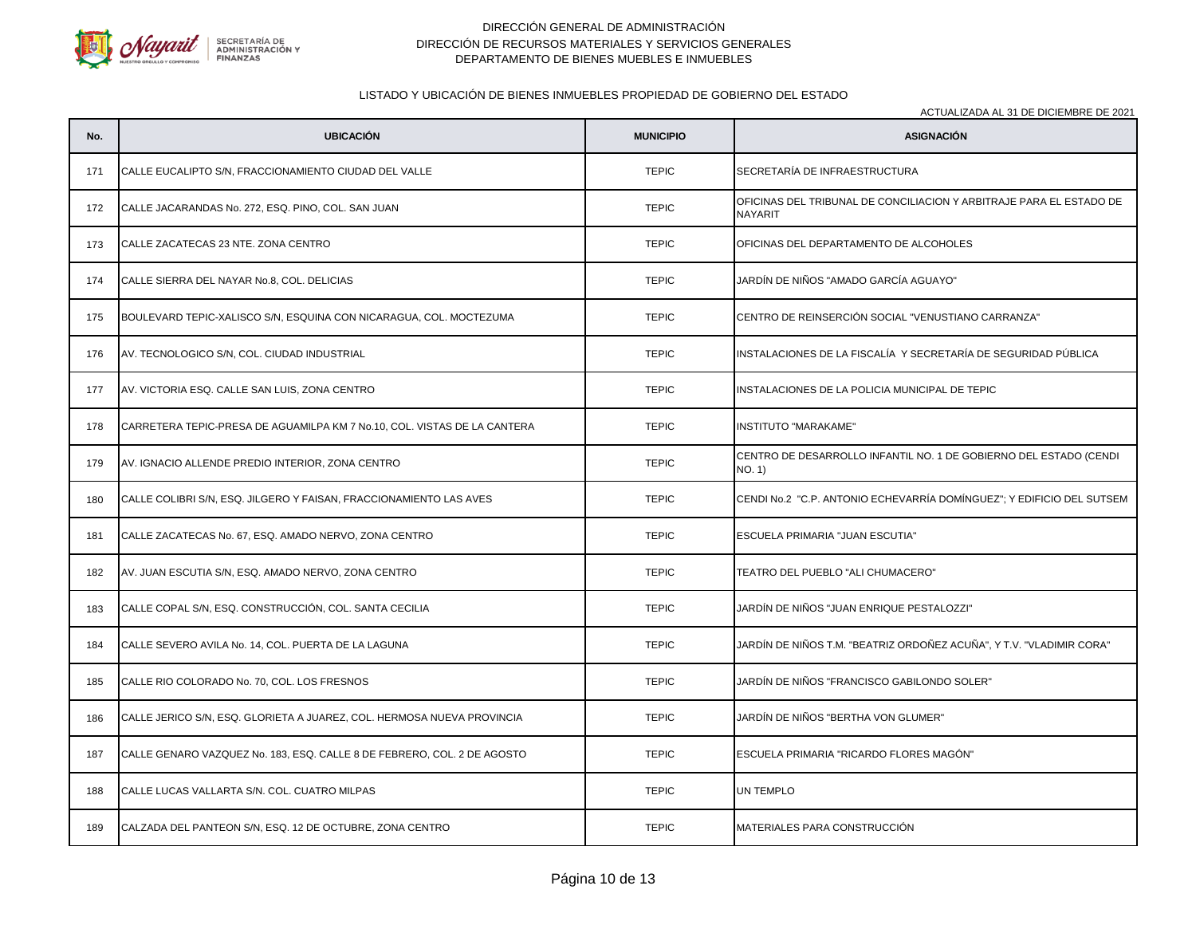DIRECCIÓN GENERAL DE ADMINISTRACIÓN
DIRECCIÓN DE RECURSOS MATERIALES Y SERVICIOS GENERALES
DEPARTAMENTO DE BIENES MUEBLES E INMUEBLES

LISTADO Y UBICACIÓN DE BIENES INMUEBLES PROPIEDAD DE GOBIERNO DEL ESTADO

ACTUALIZADA AL 31 DE DICIEMBRE DE 2021

| No. | UBICACIÓN | MUNICIPIO | ASIGNACIÓN |
|---|---|---|---|
| 171 | CALLE EUCALIPTO S/N, FRACCIONAMIENTO CIUDAD DEL VALLE | TEPIC | SECRETARÍA DE INFRAESTRUCTURA |
| 172 | CALLE JACARANDAS No. 272, ESQ. PINO, COL. SAN JUAN | TEPIC | OFICINAS DEL TRIBUNAL DE CONCILIACION Y ARBITRAJE PARA EL ESTADO DE NAYARIT |
| 173 | CALLE ZACATECAS 23 NTE. ZONA CENTRO | TEPIC | OFICINAS DEL DEPARTAMENTO DE ALCOHOLES |
| 174 | CALLE SIERRA DEL NAYAR No.8, COL. DELICIAS | TEPIC | JARDÍN DE NIÑOS "AMADO GARCÍA AGUAYO" |
| 175 | BOULEVARD TEPIC-XALISCO S/N, ESQUINA CON NICARAGUA, COL. MOCTEZUMA | TEPIC | CENTRO DE REINSERCIÓN SOCIAL "VENUSTIANO CARRANZA" |
| 176 | AV. TECNOLOGICO S/N, COL. CIUDAD INDUSTRIAL | TEPIC | INSTALACIONES DE LA FISCALÍA Y SECRETARÍA DE SEGURIDAD PÚBLICA |
| 177 | AV. VICTORIA ESQ. CALLE SAN LUIS, ZONA CENTRO | TEPIC | INSTALACIONES DE LA POLICIA MUNICIPAL DE TEPIC |
| 178 | CARRETERA TEPIC-PRESA DE AGUAMILPA KM 7 No.10, COL. VISTAS DE LA CANTERA | TEPIC | INSTITUTO "MARAKAME" |
| 179 | AV. IGNACIO ALLENDE PREDIO INTERIOR, ZONA CENTRO | TEPIC | CENTRO DE DESARROLLO INFANTIL NO. 1 DE GOBIERNO DEL ESTADO (CENDI NO. 1) |
| 180 | CALLE COLIBRI S/N, ESQ. JILGERO Y FAISAN, FRACCIONAMIENTO LAS AVES | TEPIC | CENDI No.2 "C.P. ANTONIO ECHEVARRÍA DOMÍNGUEZ"; Y EDIFICIO DEL SUTSEM |
| 181 | CALLE ZACATECAS No. 67, ESQ. AMADO NERVO, ZONA CENTRO | TEPIC | ESCUELA PRIMARIA "JUAN ESCUTIA" |
| 182 | AV. JUAN ESCUTIA S/N, ESQ. AMADO NERVO, ZONA CENTRO | TEPIC | TEATRO DEL PUEBLO "ALI CHUMACERO" |
| 183 | CALLE COPAL S/N, ESQ. CONSTRUCCIÓN, COL. SANTA CECILIA | TEPIC | JARDÍN DE NIÑOS "JUAN ENRIQUE PESTALOZZI" |
| 184 | CALLE SEVERO AVILA No. 14, COL. PUERTA DE LA LAGUNA | TEPIC | JARDÍN DE NIÑOS T.M. "BEATRIZ ORDOÑEZ ACUÑA", Y T.V. "VLADIMIR CORA" |
| 185 | CALLE RIO COLORADO No. 70, COL. LOS FRESNOS | TEPIC | JARDÍN DE NIÑOS "FRANCISCO GABILONDO SOLER" |
| 186 | CALLE JERICO S/N, ESQ. GLORIETA A JUAREZ, COL. HERMOSA NUEVA PROVINCIA | TEPIC | JARDÍN DE NIÑOS "BERTHA VON GLUMER" |
| 187 | CALLE GENARO VAZQUEZ No. 183, ESQ. CALLE 8 DE FEBRERO, COL. 2 DE AGOSTO | TEPIC | ESCUELA PRIMARIA "RICARDO FLORES MAGÓN" |
| 188 | CALLE LUCAS VALLARTA S/N. COL. CUATRO MILPAS | TEPIC | UN TEMPLO |
| 189 | CALZADA DEL PANTEON S/N, ESQ. 12 DE OCTUBRE, ZONA CENTRO | TEPIC | MATERIALES PARA CONSTRUCCIÓN |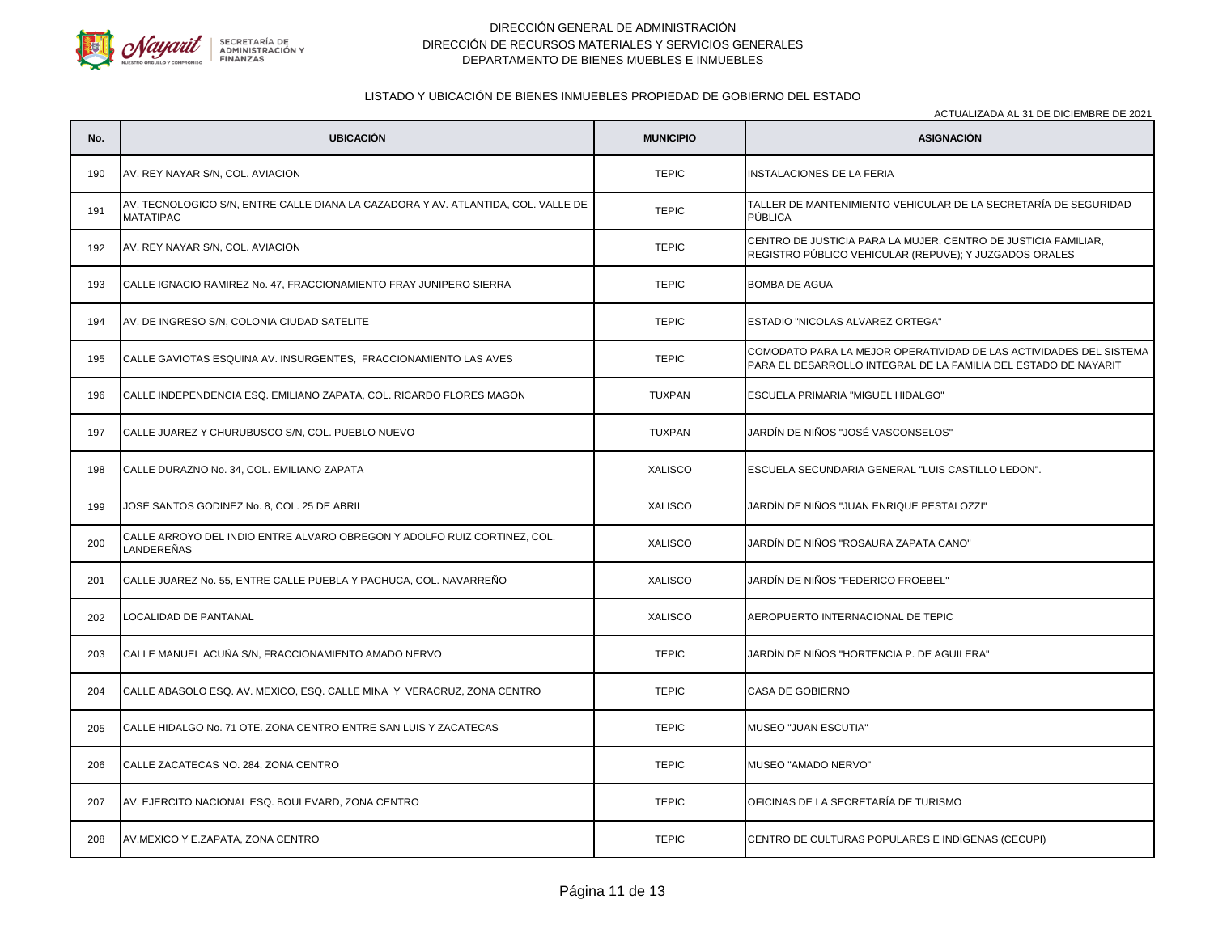DIRECCIÓN GENERAL DE ADMINISTRACIÓN
DIRECCIÓN DE RECURSOS MATERIALES Y SERVICIOS GENERALES
DEPARTAMENTO DE BIENES MUEBLES E INMUEBLES

LISTADO Y UBICACIÓN DE BIENES INMUEBLES PROPIEDAD DE GOBIERNO DEL ESTADO

ACTUALIZADA AL 31 DE DICIEMBRE DE 2021

| No. | UBICACIÓN | MUNICIPIO | ASIGNACIÓN |
|---|---|---|---|
| 190 | AV. REY NAYAR S/N, COL. AVIACION | TEPIC | INSTALACIONES DE LA FERIA |
| 191 | AV. TECNOLOGICO S/N, ENTRE CALLE DIANA LA CAZADORA Y AV. ATLANTIDA, COL. VALLE DE MATATIPAC | TEPIC | TALLER DE MANTENIMIENTO VEHICULAR DE LA SECRETARÍA DE SEGURIDAD PÚBLICA |
| 192 | AV. REY NAYAR S/N, COL. AVIACION | TEPIC | CENTRO DE JUSTICIA PARA LA MUJER, CENTRO DE JUSTICIA FAMILIAR, REGISTRO PÚBLICO VEHICULAR (REPUVE); Y JUZGADOS ORALES |
| 193 | CALLE IGNACIO RAMIREZ No. 47, FRACCIONAMIENTO FRAY JUNIPERO SIERRA | TEPIC | BOMBA DE AGUA |
| 194 | AV. DE INGRESO S/N, COLONIA CIUDAD SATELITE | TEPIC | ESTADIO "NICOLAS ALVAREZ ORTEGA" |
| 195 | CALLE GAVIOTAS ESQUINA AV. INSURGENTES, FRACCIONAMIENTO LAS AVES | TEPIC | COMODATO PARA LA MEJOR OPERATIVIDAD DE LAS ACTIVIDADES DEL SISTEMA PARA EL DESARROLLO INTEGRAL DE LA FAMILIA DEL ESTADO DE NAYARIT |
| 196 | CALLE INDEPENDENCIA ESQ. EMILIANO ZAPATA, COL. RICARDO FLORES MAGON | TUXPAN | ESCUELA PRIMARIA "MIGUEL HIDALGO" |
| 197 | CALLE JUAREZ Y CHURUBUSCO S/N, COL. PUEBLO NUEVO | TUXPAN | JARDÍN DE NIÑOS "JOSÉ VASCONSELOS" |
| 198 | CALLE DURAZNO No. 34, COL. EMILIANO ZAPATA | XALISCO | ESCUELA SECUNDARIA GENERAL "LUIS CASTILLO LEDON". |
| 199 | JOSÉ SANTOS GODINEZ No. 8, COL. 25 DE ABRIL | XALISCO | JARDÍN DE NIÑOS "JUAN ENRIQUE PESTALOZZI" |
| 200 | CALLE ARROYO DEL INDIO ENTRE ALVARO OBREGON Y ADOLFO RUIZ CORTINEZ, COL. LANDEREÑAS | XALISCO | JARDÍN DE NIÑOS "ROSAURA ZAPATA CANO" |
| 201 | CALLE JUAREZ No. 55, ENTRE CALLE PUEBLA Y PACHUCA, COL. NAVARREÑO | XALISCO | JARDÍN DE NIÑOS "FEDERICO FROEBEL" |
| 202 | LOCALIDAD DE PANTANAL | XALISCO | AEROPUERTO INTERNACIONAL DE TEPIC |
| 203 | CALLE MANUEL ACUÑA S/N, FRACCIONAMIENTO AMADO NERVO | TEPIC | JARDÍN DE NIÑOS "HORTENCIA P. DE AGUILERA" |
| 204 | CALLE ABASOLO ESQ. AV. MEXICO, ESQ. CALLE MINA Y VERACRUZ, ZONA CENTRO | TEPIC | CASA DE GOBIERNO |
| 205 | CALLE HIDALGO No. 71 OTE. ZONA CENTRO ENTRE SAN LUIS Y ZACATECAS | TEPIC | MUSEO "JUAN ESCUTIA" |
| 206 | CALLE ZACATECAS NO. 284, ZONA CENTRO | TEPIC | MUSEO "AMADO NERVO" |
| 207 | AV. EJERCITO NACIONAL ESQ. BOULEVARD, ZONA CENTRO | TEPIC | OFICINAS DE LA SECRETARÍA DE TURISMO |
| 208 | AV.MEXICO Y E.ZAPATA, ZONA CENTRO | TEPIC | CENTRO DE CULTURAS POPULARES E INDÍGENAS (CECUPI) |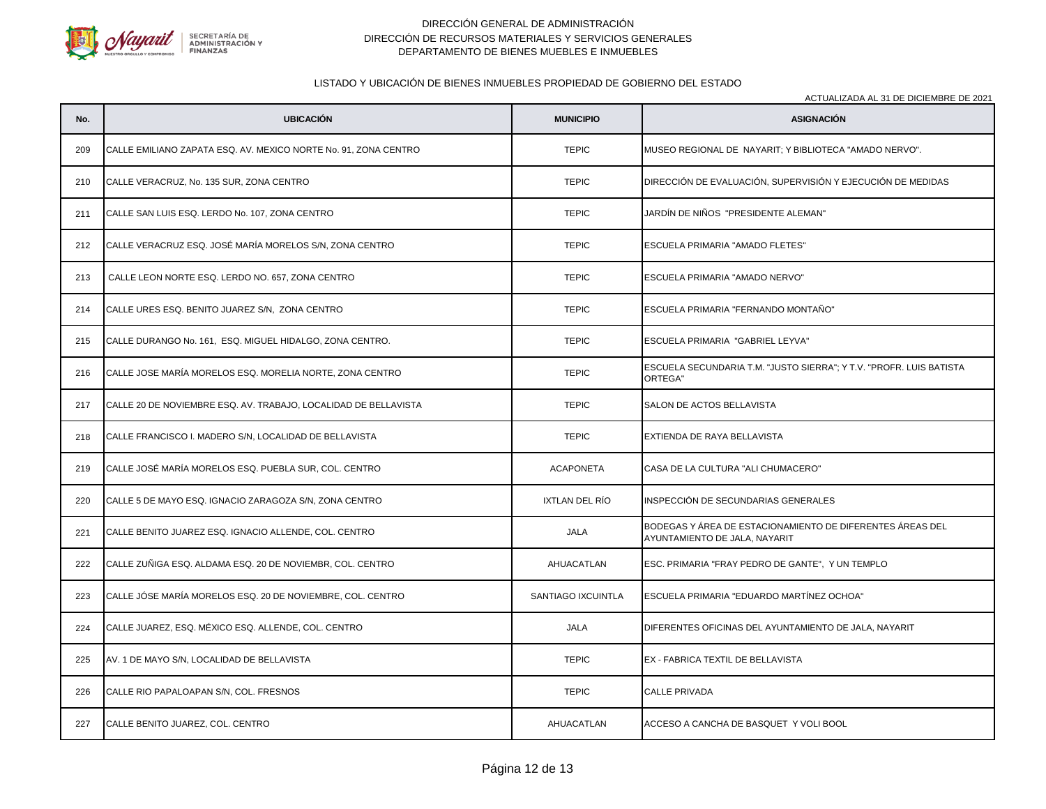DIRECCIÓN GENERAL DE ADMINISTRACIÓN
DIRECCIÓN DE RECURSOS MATERIALES Y SERVICIOS GENERALES
DEPARTAMENTO DE BIENES MUEBLES E INMUEBLES

LISTADO Y UBICACIÓN DE BIENES INMUEBLES PROPIEDAD DE GOBIERNO DEL ESTADO

ACTUALIZADA AL 31 DE DICIEMBRE DE 2021

| No. | UBICACIÓN | MUNICIPIO | ASIGNACIÓN |
|---|---|---|---|
| 209 | CALLE EMILIANO ZAPATA ESQ. AV. MEXICO NORTE No. 91, ZONA CENTRO | TEPIC | MUSEO REGIONAL DE NAYARIT; Y BIBLIOTECA "AMADO NERVO". |
| 210 | CALLE VERACRUZ, No. 135 SUR, ZONA CENTRO | TEPIC | DIRECCIÓN DE EVALUACIÓN, SUPERVISIÓN Y EJECUCIÓN DE MEDIDAS |
| 211 | CALLE SAN LUIS ESQ. LERDO No. 107, ZONA CENTRO | TEPIC | JARDÍN DE NIÑOS "PRESIDENTE ALEMAN" |
| 212 | CALLE VERACRUZ ESQ. JOSÉ MARÍA MORELOS S/N, ZONA CENTRO | TEPIC | ESCUELA PRIMARIA "AMADO FLETES" |
| 213 | CALLE LEON NORTE ESQ. LERDO NO. 657, ZONA CENTRO | TEPIC | ESCUELA PRIMARIA "AMADO NERVO" |
| 214 | CALLE URES ESQ. BENITO JUAREZ S/N, ZONA CENTRO | TEPIC | ESCUELA PRIMARIA "FERNANDO MONTAÑO" |
| 215 | CALLE DURANGO No. 161, ESQ. MIGUEL HIDALGO, ZONA CENTRO. | TEPIC | ESCUELA PRIMARIA "GABRIEL LEYVA" |
| 216 | CALLE JOSE MARÍA MORELOS ESQ. MORELIA NORTE, ZONA CENTRO | TEPIC | ESCUELA SECUNDARIA T.M. "JUSTO SIERRA"; Y T.V. "PROFR. LUIS BATISTA ORTEGA" |
| 217 | CALLE 20 DE NOVIEMBRE ESQ. AV. TRABAJO, LOCALIDAD DE BELLAVISTA | TEPIC | SALON DE ACTOS BELLAVISTA |
| 218 | CALLE FRANCISCO I. MADERO S/N, LOCALIDAD DE BELLAVISTA | TEPIC | EXTIENDA DE RAYA BELLAVISTA |
| 219 | CALLE JOSÉ MARÍA MORELOS ESQ. PUEBLA SUR, COL. CENTRO | ACAPONETA | CASA DE LA CULTURA "ALI CHUMACERO" |
| 220 | CALLE 5 DE MAYO ESQ. IGNACIO ZARAGOZA S/N, ZONA CENTRO | IXTLAN DEL RÍO | INSPECCIÓN DE SECUNDARIAS GENERALES |
| 221 | CALLE BENITO JUAREZ ESQ. IGNACIO ALLENDE, COL. CENTRO | JALA | BODEGAS Y ÁREA DE ESTACIONAMIENTO DE DIFERENTES ÁREAS DEL AYUNTAMIENTO DE JALA, NAYARIT |
| 222 | CALLE ZUÑIGA ESQ. ALDAMA ESQ. 20 DE NOVIEMBR, COL. CENTRO | AHUACATLAN | ESC. PRIMARIA "FRAY PEDRO DE GANTE", Y UN TEMPLO |
| 223 | CALLE JÓSE MARÍA MORELOS ESQ. 20 DE NOVIEMBRE, COL. CENTRO | SANTIAGO IXCUINTLA | ESCUELA PRIMARIA "EDUARDO MARTÍNEZ OCHOA" |
| 224 | CALLE JUAREZ, ESQ. MÉXICO ESQ. ALLENDE, COL. CENTRO | JALA | DIFERENTES OFICINAS DEL AYUNTAMIENTO DE JALA, NAYARIT |
| 225 | AV. 1 DE MAYO S/N, LOCALIDAD DE BELLAVISTA | TEPIC | EX - FABRICA TEXTIL DE BELLAVISTA |
| 226 | CALLE RIO PAPALOAPAN S/N, COL. FRESNOS | TEPIC | CALLE PRIVADA |
| 227 | CALLE BENITO JUAREZ, COL. CENTRO | AHUACATLAN | ACCESO A CANCHA DE BASQUET Y VOLI BOOL |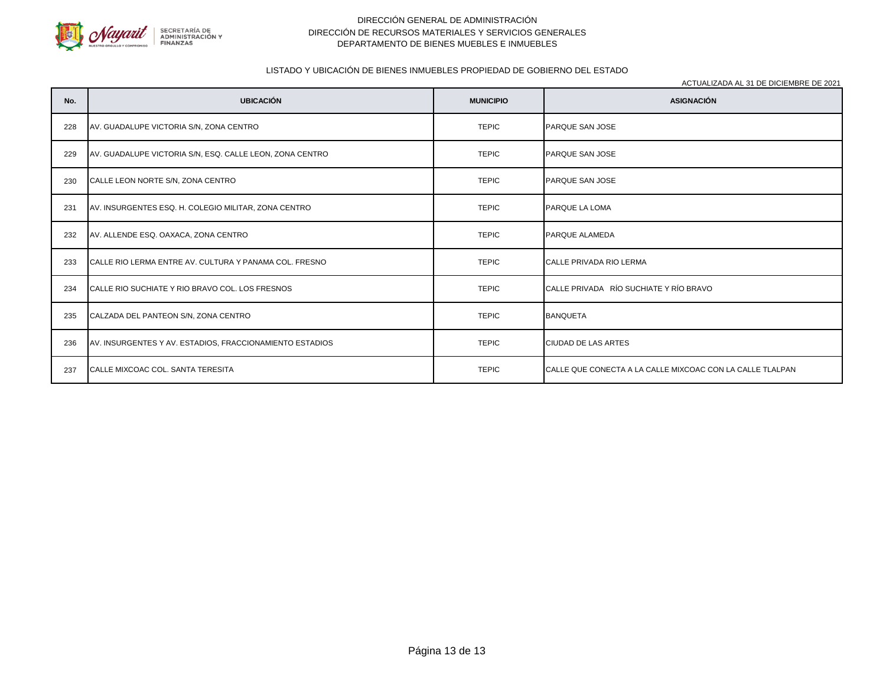DIRECCIÓN GENERAL DE ADMINISTRACIÓN
DIRECCIÓN DE RECURSOS MATERIALES Y SERVICIOS GENERALES
DEPARTAMENTO DE BIENES MUEBLES E INMUEBLES

LISTADO Y UBICACIÓN DE BIENES INMUEBLES PROPIEDAD DE GOBIERNO DEL ESTADO

ACTUALIZADA AL 31 DE DICIEMBRE DE 2021

| No. | UBICACIÓN | MUNICIPIO | ASIGNACIÓN |
|---|---|---|---|
| 228 | AV. GUADALUPE VICTORIA S/N, ZONA CENTRO | TEPIC | PARQUE SAN JOSE |
| 229 | AV. GUADALUPE VICTORIA S/N, ESQ. CALLE LEON, ZONA CENTRO | TEPIC | PARQUE SAN JOSE |
| 230 | CALLE LEON NORTE S/N, ZONA CENTRO | TEPIC | PARQUE SAN JOSE |
| 231 | AV. INSURGENTES ESQ. H. COLEGIO MILITAR, ZONA CENTRO | TEPIC | PARQUE LA LOMA |
| 232 | AV. ALLENDE ESQ. OAXACA, ZONA CENTRO | TEPIC | PARQUE ALAMEDA |
| 233 | CALLE RIO LERMA ENTRE AV. CULTURA Y PANAMA COL. FRESNO | TEPIC | CALLE PRIVADA RIO LERMA |
| 234 | CALLE RIO SUCHIATE Y RIO BRAVO COL. LOS FRESNOS | TEPIC | CALLE PRIVADA RÍO SUCHIATE Y RÍO BRAVO |
| 235 | CALZADA DEL PANTEON S/N, ZONA CENTRO | TEPIC | BANQUETA |
| 236 | AV. INSURGENTES Y AV. ESTADIOS, FRACCIONAMIENTO ESTADIOS | TEPIC | CIUDAD DE LAS ARTES |
| 237 | CALLE MIXCOAC COL. SANTA TERESITA | TEPIC | CALLE QUE CONECTA A LA CALLE MIXCOAC CON LA CALLE TLALPAN |